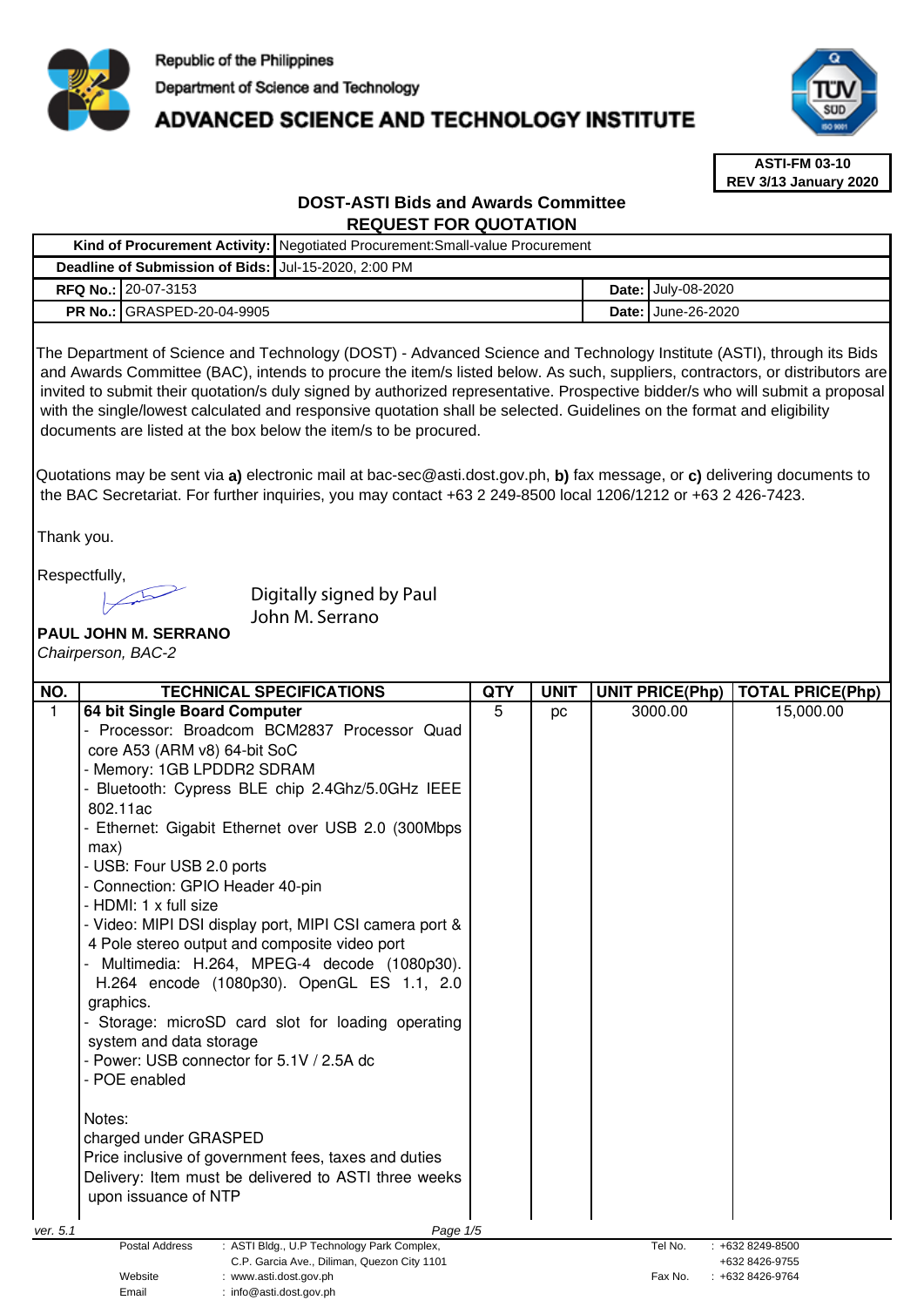Republic of the Philippines

Department of Science and Technology

# ADVANCED SCIENCE AND TECHNOLOGY INSTITUTE

**ASTI-FM 03-10**
**REV 3/13 January 2020**

## DOST-ASTI Bids and Awards Committee
## REQUEST FOR QUOTATION

| | | | |
|---|---|---|---|
| **Kind of Procurement Activity:** | Negotiated Procurement:Small-value Procurement | | |
| **Deadline of Submission of Bids:** | Jul-15-2020, 2:00 PM | | |
| **RFQ No.:** | 20-07-3153 | **Date:** | July-08-2020 |
| **PR No.:** | GRASPED-20-04-9905 | **Date:** | June-26-2020 |

The Department of Science and Technology (DOST) - Advanced Science and Technology Institute (ASTI), through its Bids and Awards Committee (BAC), intends to procure the item/s listed below. As such, suppliers, contractors, or distributors are invited to submit their quotation/s duly signed by authorized representative. Prospective bidder/s who will submit a proposal with the single/lowest calculated and responsive quotation shall be selected. Guidelines on the format and eligibility documents are listed at the box below the item/s to be procured.

Quotations may be sent via **a)** electronic mail at bac-sec@asti.dost.gov.ph, **b)** fax message, or **c)** delivering documents to the BAC Secretariat. For further inquiries, you may contact +63 2 249-8500 local 1206/1212 or +63 2 426-7423.

Thank you.

Respectfully,

Digitally signed by Paul John M. Serrano

**PAUL JOHN M. SERRANO**
*Chairperson, BAC-2*

| NO. | TECHNICAL SPECIFICATIONS | QTY | UNIT | UNIT PRICE(Php) | TOTAL PRICE(Php) |
|---|---|---|---|---|---|
| 1 | **64 bit Single Board Computer**<br>- Processor: Broadcom BCM2837 Processor Quad core A53 (ARM v8) 64-bit SoC<br>- Memory: 1GB LPDDR2 SDRAM<br>- Bluetooth: Cypress BLE chip 2.4Ghz/5.0GHz IEEE 802.11ac<br>- Ethernet: Gigabit Ethernet over USB 2.0 (300Mbps max)<br>- USB: Four USB 2.0 ports<br>- Connection: GPIO Header 40-pin<br>- HDMI: 1 x full size<br>- Video: MIPI DSI display port, MIPI CSI camera port & 4 Pole stereo output and composite video port<br>- Multimedia: H.264, MPEG-4 decode (1080p30). H.264 encode (1080p30). OpenGL ES 1.1, 2.0 graphics.<br>- Storage: microSD card slot for loading operating system and data storage<br>- Power: USB connector for 5.1V / 2.5A dc<br>- POE enabled<br><br>Notes:<br>charged under GRASPED<br>Price inclusive of government fees, taxes and duties<br>Delivery: Item must be delivered to ASTI three weeks upon issuance of NTP | 5 | pc | 3000.00 | 15,000.00 |

ver. 5.1

Postal Address : ASTI Bldg., U.P Technology Park Complex, C.P. Garcia Ave., Diliman, Quezon City 1101
Website : www.asti.dost.gov.ph
Email : info@asti.dost.gov.ph
Tel No. : +632 8249-8500, +632 8426-9755
Fax No. : +632 8426-9764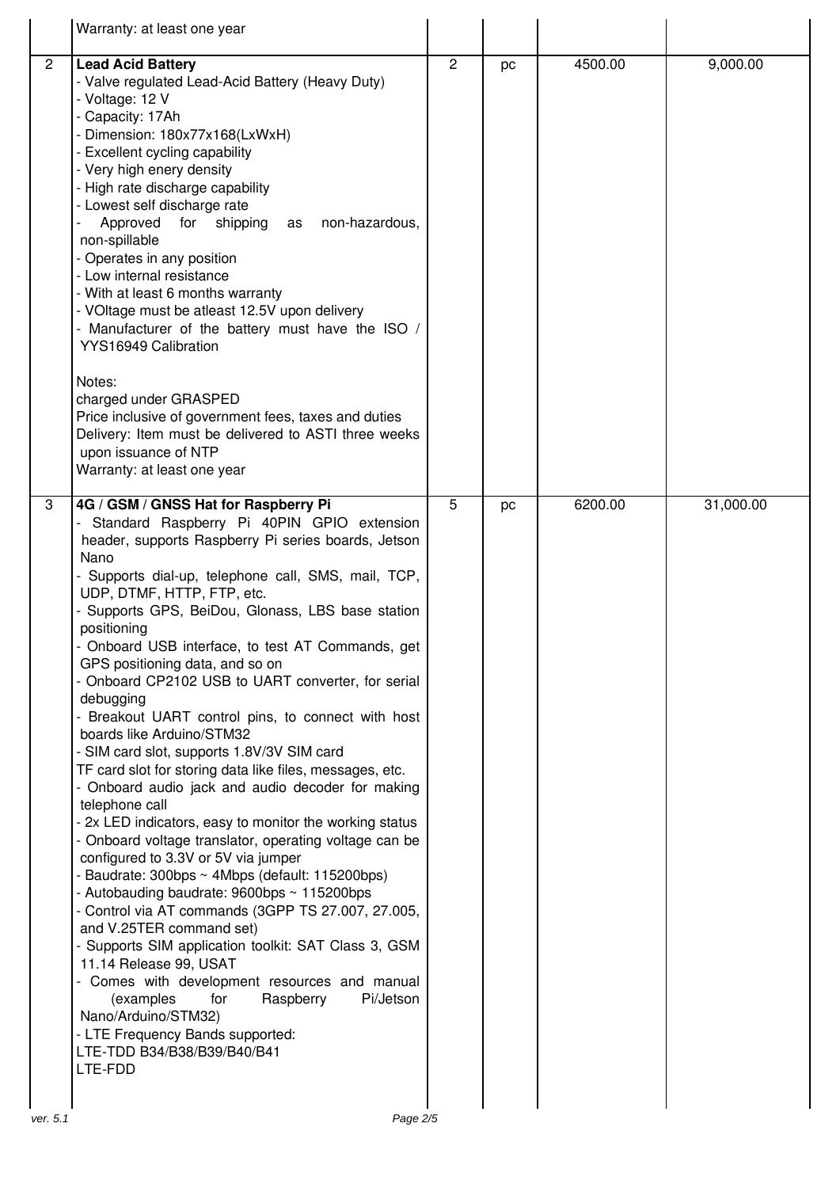| | | | | | |
|---|---|---|---|---|---|
| | Warranty: at least one year | | | | |
| 2 | **Lead Acid Battery**<br>- Valve regulated Lead-Acid Battery (Heavy Duty)<br>- Voltage: 12 V<br>- Capacity: 17Ah<br>- Dimension: 180x77x168(LxWxH)<br>- Excellent cycling capability<br>- Very high enery density<br>- High rate discharge capability<br>- Lowest self discharge rate<br>- Approved for shipping as non-hazardous, non-spillable<br>- Operates in any position<br>- Low internal resistance<br>- With at least 6 months warranty<br>- VOltage must be atleast 12.5V upon delivery<br>- Manufacturer of the battery must have the ISO / YYS16949 Calibration<br><br>Notes:<br>charged under GRASPED<br>Price inclusive of government fees, taxes and duties<br>Delivery: Item must be delivered to ASTI three weeks upon issuance of NTP<br>Warranty: at least one year | 2 | pc | 4500.00 | 9,000.00 |
| 3 | **4G / GSM / GNSS Hat for Raspberry Pi**<br>- Standard Raspberry Pi 40PIN GPIO extension header, supports Raspberry Pi series boards, Jetson Nano<br>- Supports dial-up, telephone call, SMS, mail, TCP, UDP, DTMF, HTTP, FTP, etc.<br>- Supports GPS, BeiDou, Glonass, LBS base station positioning<br>- Onboard USB interface, to test AT Commands, get GPS positioning data, and so on<br>- Onboard CP2102 USB to UART converter, for serial debugging<br>- Breakout UART control pins, to connect with host boards like Arduino/STM32<br>- SIM card slot, supports 1.8V/3V SIM card<br>TF card slot for storing data like files, messages, etc.<br>- Onboard audio jack and audio decoder for making telephone call<br>- 2x LED indicators, easy to monitor the working status<br>- Onboard voltage translator, operating voltage can be configured to 3.3V or 5V via jumper<br>- Baudrate: 300bps ~ 4Mbps (default: 115200bps)<br>- Autobauding baudrate: 9600bps ~ 115200bps<br>- Control via AT commands (3GPP TS 27.007, 27.005, and V.25TER command set)<br>- Supports SIM application toolkit: SAT Class 3, GSM 11.14 Release 99, USAT<br>- Comes with development resources and manual (examples for Raspberry Pi/Jetson Nano/Arduino/STM32)<br>- LTE Frequency Bands supported:<br>LTE-TDD B34/B38/B39/B40/B41<br>LTE-FDD | 5 | pc | 6200.00 | 31,000.00 |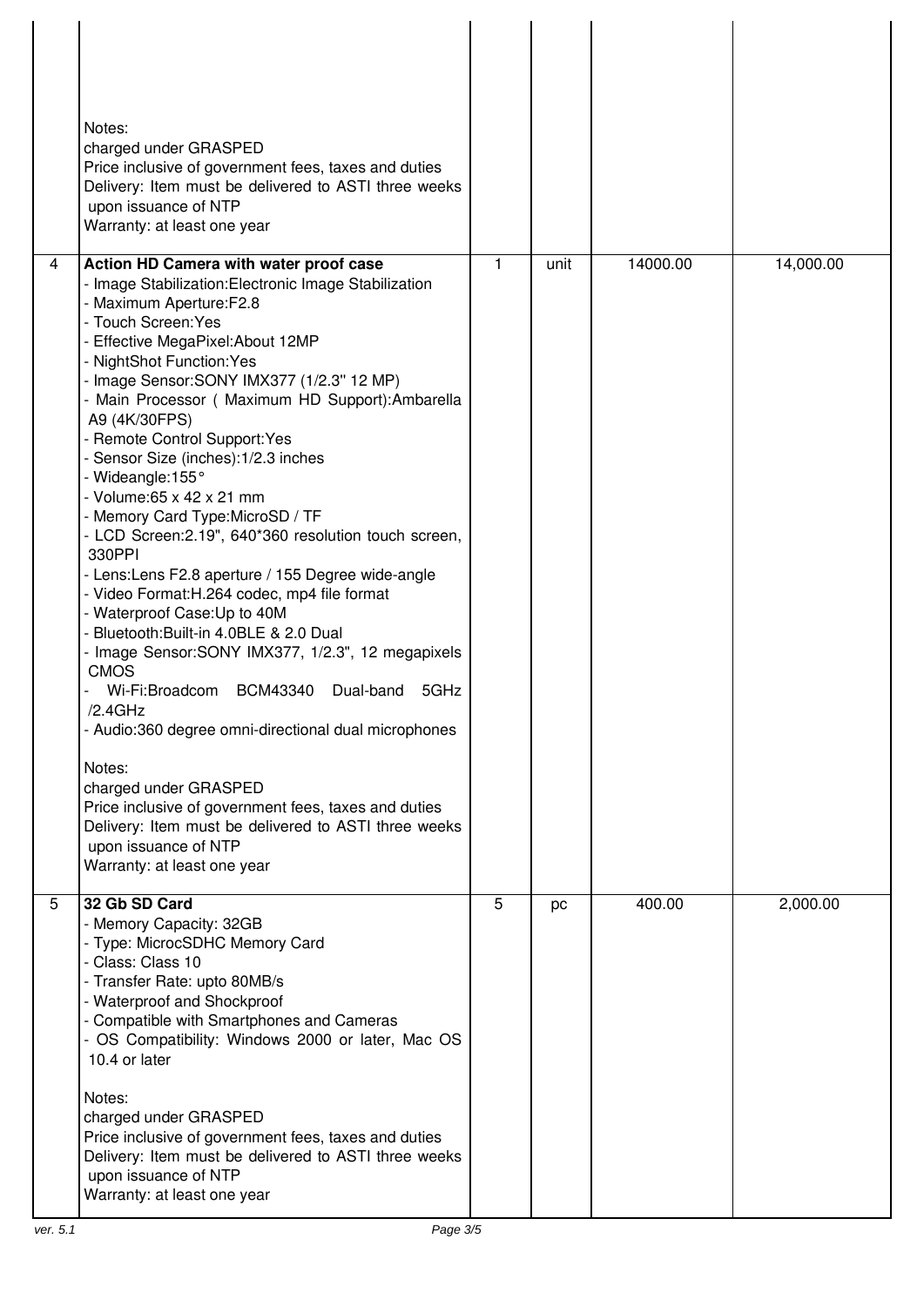| | | | | | |
|---|---|---|---|---|---|
| | Notes:<br>charged under GRASPED<br>Price inclusive of government fees, taxes and duties<br>Delivery: Item must be delivered to ASTI three weeks upon issuance of NTP<br>Warranty: at least one year | | | | |
| 4 | **Action HD Camera with water proof case**<br>- Image Stabilization:Electronic Image Stabilization<br>- Maximum Aperture:F2.8<br>- Touch Screen:Yes<br>- Effective MegaPixel:About 12MP<br>- NightShot Function:Yes<br>- Image Sensor:SONY IMX377 (1/2.3" 12 MP)<br>- Main Processor ( Maximum HD Support):Ambarella A9 (4K/30FPS)<br>- Remote Control Support:Yes<br>- Sensor Size (inches):1/2.3 inches<br>- Wideangle:155°<br>- Volume:65 x 42 x 21 mm<br>- Memory Card Type:MicroSD / TF<br>- LCD Screen:2.19", 640*360 resolution touch screen, 330PPI<br>- Lens:Lens F2.8 aperture / 155 Degree wide-angle<br>- Video Format:H.264 codec, mp4 file format<br>- Waterproof Case:Up to 40M<br>- Bluetooth:Built-in 4.0BLE & 2.0 Dual<br>- Image Sensor:SONY IMX377, 1/2.3", 12 megapixels CMOS<br>- Wi-Fi:Broadcom BCM43340 Dual-band 5GHz /2.4GHz<br>- Audio:360 degree omni-directional dual microphones<br><br>Notes:<br>charged under GRASPED<br>Price inclusive of government fees, taxes and duties<br>Delivery: Item must be delivered to ASTI three weeks upon issuance of NTP<br>Warranty: at least one year | 1 | unit | 14000.00 | 14,000.00 |
| 5 | **32 Gb SD Card**<br>- Memory Capacity: 32GB<br>- Type: MicrocSDHC Memory Card<br>- Class: Class 10<br>- Transfer Rate: upto 80MB/s<br>- Waterproof and Shockproof<br>- Compatible with Smartphones and Cameras<br>- OS Compatibility: Windows 2000 or later, Mac OS 10.4 or later<br><br>Notes:<br>charged under GRASPED<br>Price inclusive of government fees, taxes and duties<br>Delivery: Item must be delivered to ASTI three weeks upon issuance of NTP<br>Warranty: at least one year | 5 | pc | 400.00 | 2,000.00 |

ver. 5.1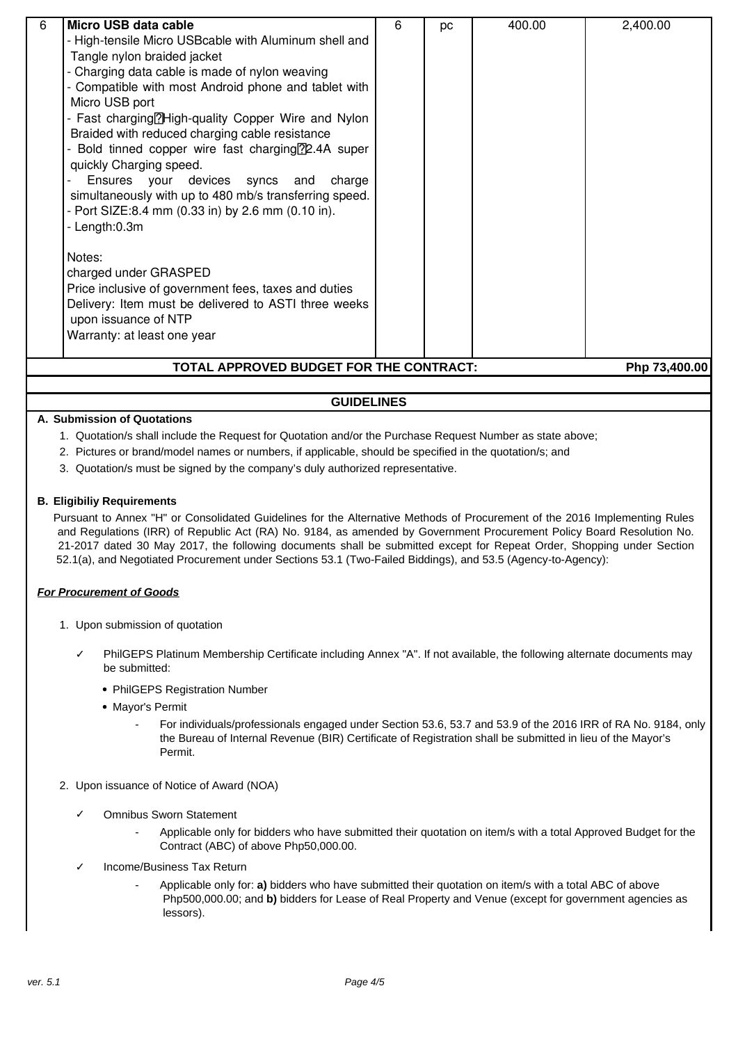| 6 | **Micro USB data cable**<br>- High-tensile Micro USBcable with Aluminum shell and Tangle nylon braided jacket<br>- Charging data cable is made of nylon weaving<br>- Compatible with most Android phone and tablet with Micro USB port<br>- Fast charging?High-quality Copper Wire and Nylon Braided with reduced charging cable resistance<br>- Bold tinned copper wire fast charging?2.4A super quickly Charging speed.<br>- Ensures your devices syncs and charge simultaneously with up to 480 mb/s transferring speed.<br>- Port SIZE:8.4 mm (0.33 in) by 2.6 mm (0.10 in).<br>- Length:0.3m<br><br>Notes:<br>charged under GRASPED<br>Price inclusive of government fees, taxes and duties<br>Delivery: Item must be delivered to ASTI three weeks upon issuance of NTP<br>Warranty: at least one year | 6 | pc | 400.00 | 2,400.00 |
|---|---|---|---|---|---|
| | **TOTAL APPROVED BUDGET FOR THE CONTRACT:** | | | | **Php 73,400.00** |

## GUIDELINES

**A. Submission of Quotations**

1. Quotation/s shall include the Request for Quotation and/or the Purchase Request Number as state above;
2. Pictures or brand/model names or numbers, if applicable, should be specified in the quotation/s; and
3. Quotation/s must be signed by the company's duly authorized representative.

**B. Eligibiliy Requirements**

Pursuant to Annex "H" or Consolidated Guidelines for the Alternative Methods of Procurement of the 2016 Implementing Rules and Regulations (IRR) of Republic Act (RA) No. 9184, as amended by Government Procurement Policy Board Resolution No. 21-2017 dated 30 May 2017, the following documents shall be submitted except for Repeat Order, Shopping under Section 52.1(a), and Negotiated Procurement under Sections 53.1 (Two-Failed Biddings), and 53.5 (Agency-to-Agency):

***For Procurement of Goods***

1. Upon submission of quotation

   ✓ PhilGEPS Platinum Membership Certificate including Annex "A". If not available, the following alternate documents may be submitted:

   - PhilGEPS Registration Number
   - Mayor's Permit
     - For individuals/professionals engaged under Section 53.6, 53.7 and 53.9 of the 2016 IRR of RA No. 9184, only the Bureau of Internal Revenue (BIR) Certificate of Registration shall be submitted in lieu of the Mayor's Permit.

2. Upon issuance of Notice of Award (NOA)

   ✓ Omnibus Sworn Statement
   - Applicable only for bidders who have submitted their quotation on item/s with a total Approved Budget for the Contract (ABC) of above Php50,000.00.

   ✓ Income/Business Tax Return
   - Applicable only for: **a)** bidders who have submitted their quotation on item/s with a total ABC of above Php500,000.00; and **b)** bidders for Lease of Real Property and Venue (except for government agencies as lessors).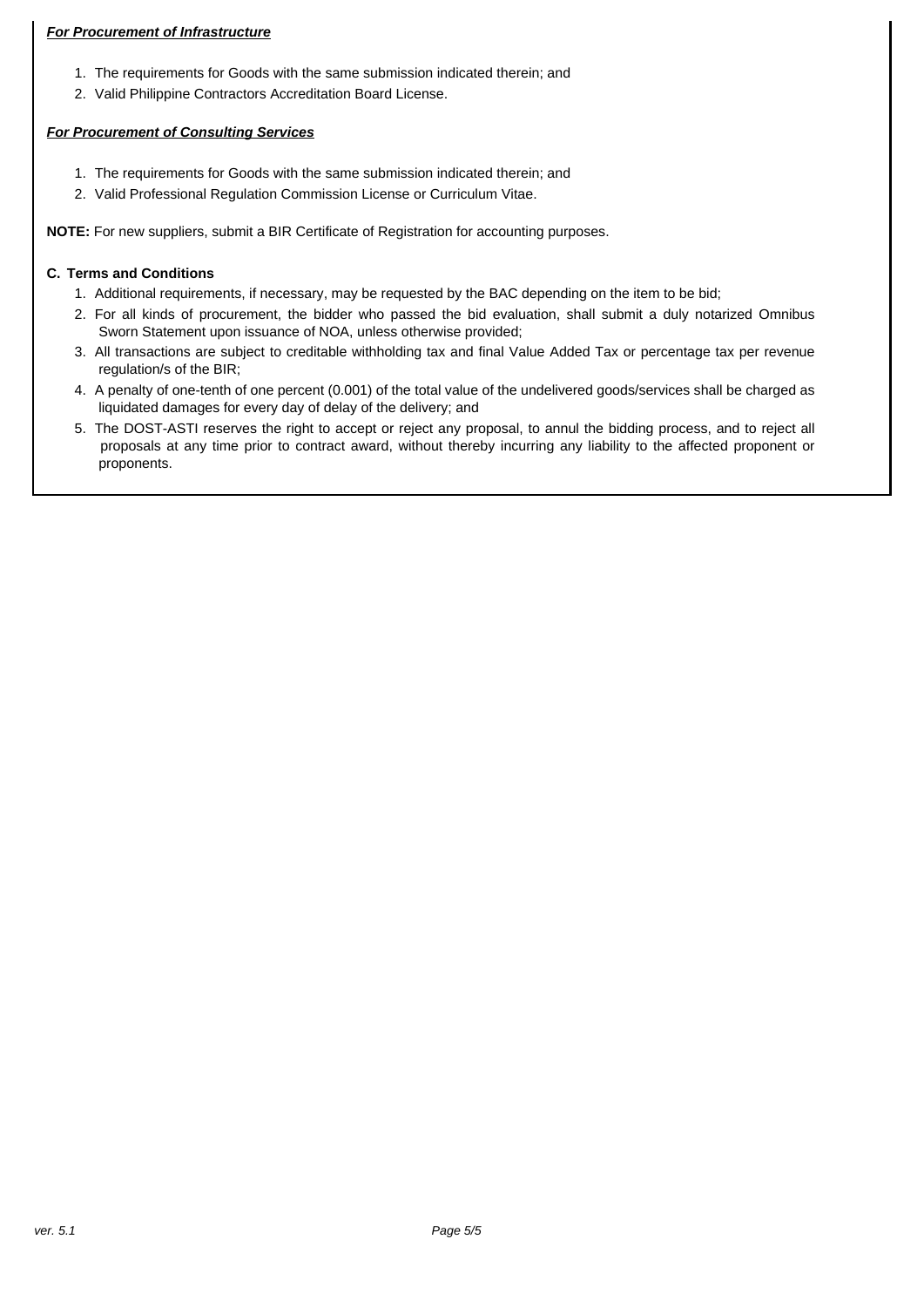***For Procurement of Infrastructure***

1. The requirements for Goods with the same submission indicated therein; and
2. Valid Philippine Contractors Accreditation Board License.

***For Procurement of Consulting Services***

1. The requirements for Goods with the same submission indicated therein; and
2. Valid Professional Regulation Commission License or Curriculum Vitae.

**NOTE:** For new suppliers, submit a BIR Certificate of Registration for accounting purposes.

**C. Terms and Conditions**

1. Additional requirements, if necessary, may be requested by the BAC depending on the item to be bid;
2. For all kinds of procurement, the bidder who passed the bid evaluation, shall submit a duly notarized Omnibus Sworn Statement upon issuance of NOA, unless otherwise provided;
3. All transactions are subject to creditable withholding tax and final Value Added Tax or percentage tax per revenue regulation/s of the BIR;
4. A penalty of one-tenth of one percent (0.001) of the total value of the undelivered goods/services shall be charged as liquidated damages for every day of delay of the delivery; and
5. The DOST-ASTI reserves the right to accept or reject any proposal, to annul the bidding process, and to reject all proposals at any time prior to contract award, without thereby incurring any liability to the affected proponent or proponents.

*ver. 5.1*